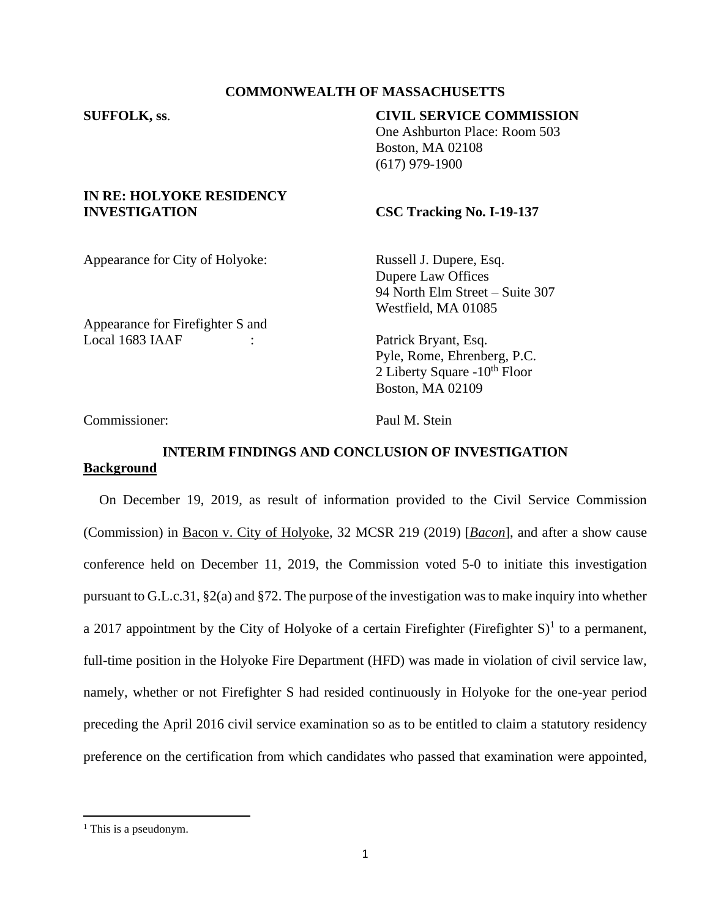**COMMONWEALTH OF MASSACHUSETTS**

**SUFFOLK, ss.**

**CIVIL SERVICE COMMISSION**
One Ashburton Place: Room 503
Boston, MA 02108
(617) 979-1900

**IN RE: HOLYOKE RESIDENCY INVESTIGATION**

**CSC Tracking No. I-19-137**

Appearance for City of Holyoke: Russell J. Dupere, Esq.
Dupere Law Offices
94 North Elm Street – Suite 307
Westfield, MA 01085

Appearance for Firefighter S and Local 1683 IAAF : Patrick Bryant, Esq.
Pyle, Rome, Ehrenberg, P.C.
2 Liberty Square -10th Floor
Boston, MA 02109

Commissioner: Paul M. Stein

**INTERIM FINDINGS AND CONCLUSION OF INVESTIGATION**

**Background**

On December 19, 2019, as result of information provided to the Civil Service Commission (Commission) in Bacon v. City of Holyoke, 32 MCSR 219 (2019) [*Bacon*], and after a show cause conference held on December 11, 2019, the Commission voted 5-0 to initiate this investigation pursuant to G.L.c.31, §2(a) and §72. The purpose of the investigation was to make inquiry into whether a 2017 appointment by the City of Holyoke of a certain Firefighter (Firefighter S)[1] to a permanent, full-time position in the Holyoke Fire Department (HFD) was made in violation of civil service law, namely, whether or not Firefighter S had resided continuously in Holyoke for the one-year period preceding the April 2016 civil service examination so as to be entitled to claim a statutory residency preference on the certification from which candidates who passed that examination were appointed,

[1] This is a pseudonym.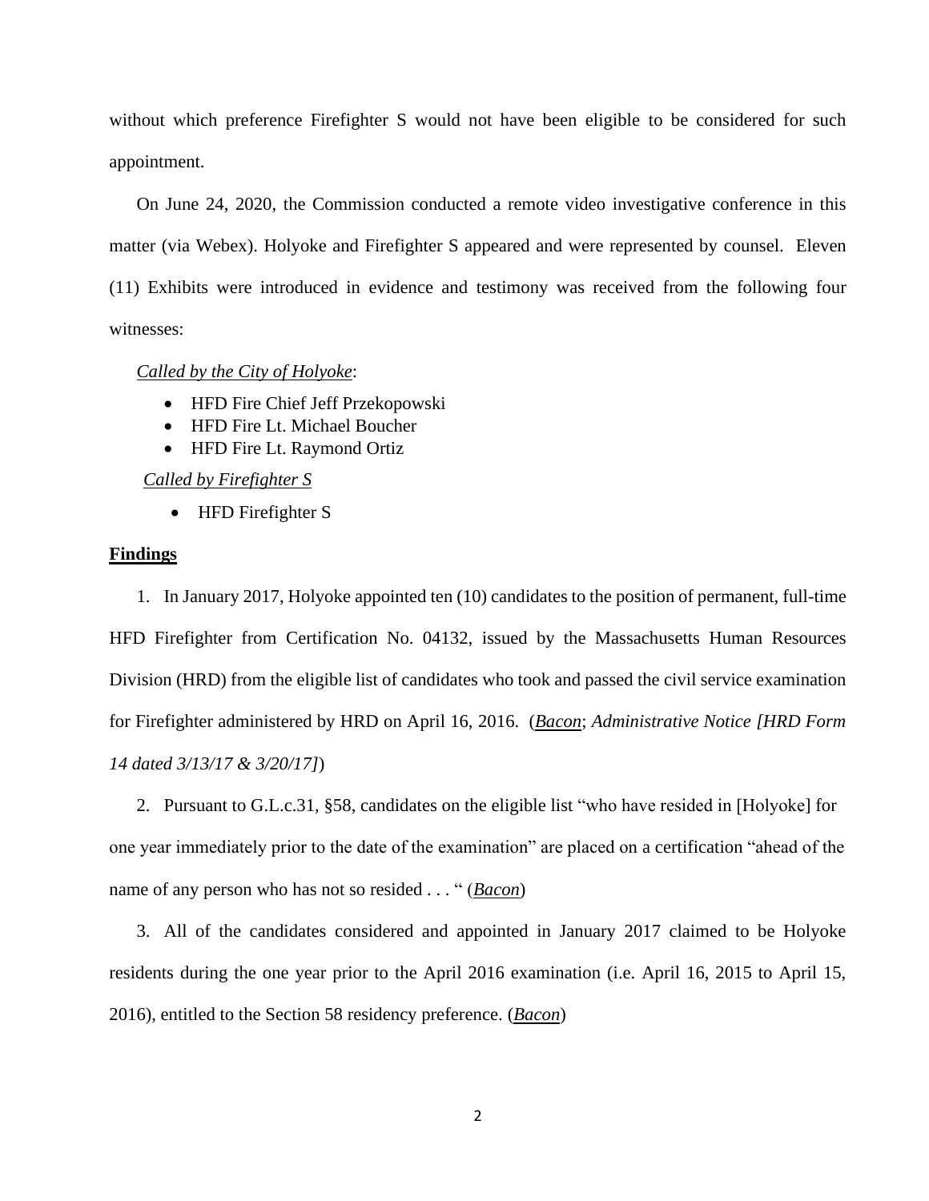without which preference Firefighter S would not have been eligible to be considered for such appointment.

On June 24, 2020, the Commission conducted a remote video investigative conference in this matter (via Webex). Holyoke and Firefighter S appeared and were represented by counsel. Eleven (11) Exhibits were introduced in evidence and testimony was received from the following four witnesses:

*Called by the City of Holyoke*:

- HFD Fire Chief Jeff Przekopowski
- HFD Fire Lt. Michael Boucher
- HFD Fire Lt. Raymond Ortiz

*Called by Firefighter S*

- HFD Firefighter S

**Findings**

1. In January 2017, Holyoke appointed ten (10) candidates to the position of permanent, full-time HFD Firefighter from Certification No. 04132, issued by the Massachusetts Human Resources Division (HRD) from the eligible list of candidates who took and passed the civil service examination for Firefighter administered by HRD on April 16, 2016. (*Bacon*; *Administrative Notice [HRD Form 14 dated 3/13/17 & 3/20/17]*)

2. Pursuant to G.L.c.31, §58, candidates on the eligible list "who have resided in [Holyoke] for one year immediately prior to the date of the examination" are placed on a certification "ahead of the name of any person who has not so resided . . . " (*Bacon*)

3. All of the candidates considered and appointed in January 2017 claimed to be Holyoke residents during the one year prior to the April 2016 examination (i.e. April 16, 2015 to April 15, 2016), entitled to the Section 58 residency preference. (*Bacon*)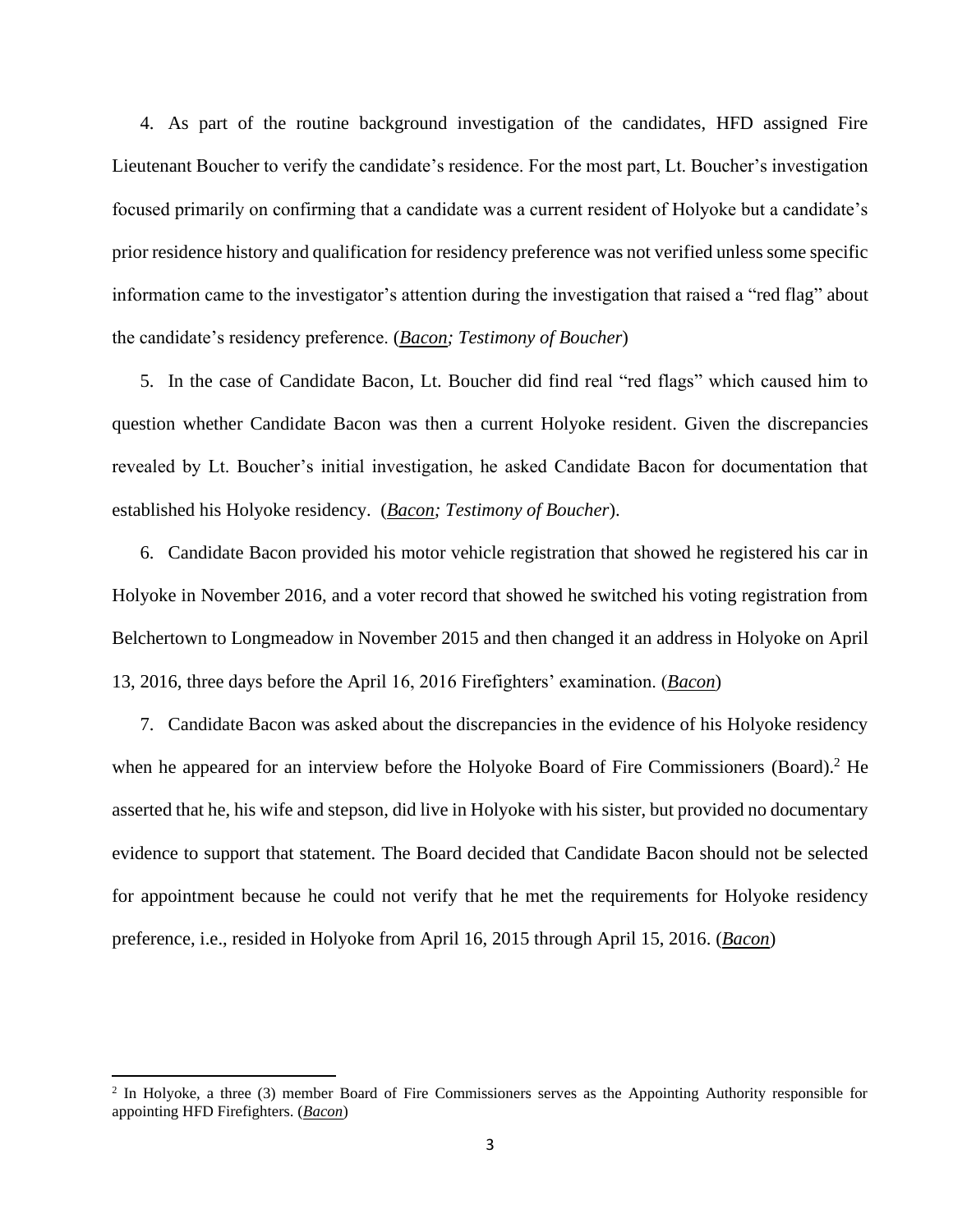4. As part of the routine background investigation of the candidates, HFD assigned Fire Lieutenant Boucher to verify the candidate's residence. For the most part, Lt. Boucher's investigation focused primarily on confirming that a candidate was a current resident of Holyoke but a candidate's prior residence history and qualification for residency preference was not verified unless some specific information came to the investigator's attention during the investigation that raised a "red flag" about the candidate's residency preference. (***Bacon****; Testimony of Boucher*)

5. In the case of Candidate Bacon, Lt. Boucher did find real "red flags" which caused him to question whether Candidate Bacon was then a current Holyoke resident. Given the discrepancies revealed by Lt. Boucher's initial investigation, he asked Candidate Bacon for documentation that established his Holyoke residency. (***Bacon****; Testimony of Boucher*).

6. Candidate Bacon provided his motor vehicle registration that showed he registered his car in Holyoke in November 2016, and a voter record that showed he switched his voting registration from Belchertown to Longmeadow in November 2015 and then changed it an address in Holyoke on April 13, 2016, three days before the April 16, 2016 Firefighters' examination. (***Bacon***)

7. Candidate Bacon was asked about the discrepancies in the evidence of his Holyoke residency when he appeared for an interview before the Holyoke Board of Fire Commissioners (Board).[2] He asserted that he, his wife and stepson, did live in Holyoke with his sister, but provided no documentary evidence to support that statement. The Board decided that Candidate Bacon should not be selected for appointment because he could not verify that he met the requirements for Holyoke residency preference, i.e., resided in Holyoke from April 16, 2015 through April 15, 2016. (***Bacon***)

---

[2] In Holyoke, a three (3) member Board of Fire Commissioners serves as the Appointing Authority responsible for appointing HFD Firefighters. (***Bacon***)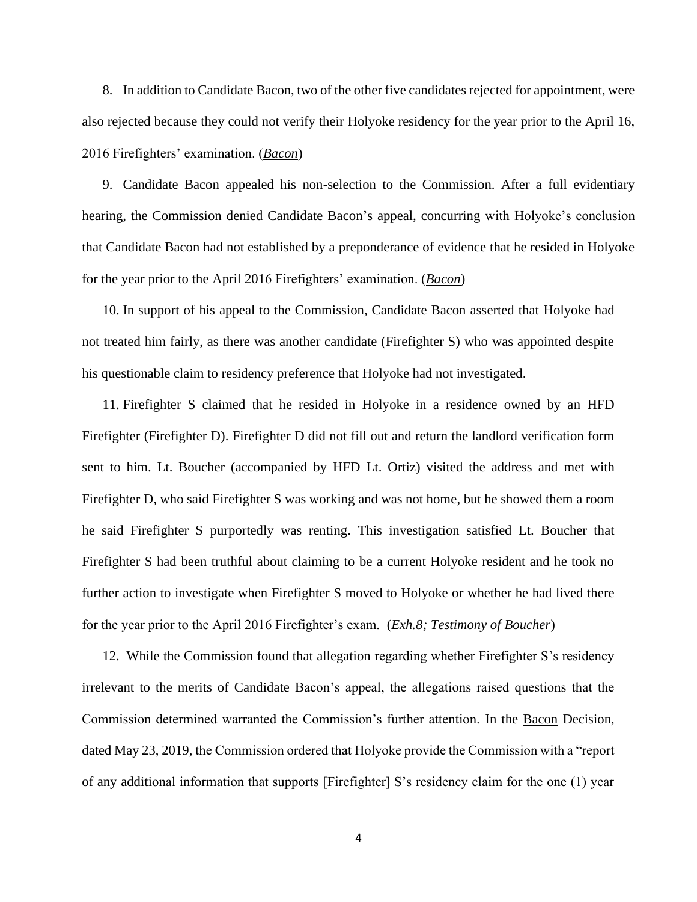8. In addition to Candidate Bacon, two of the other five candidates rejected for appointment, were also rejected because they could not verify their Holyoke residency for the year prior to the April 16, 2016 Firefighters' examination. (*__Bacon__*)

9. Candidate Bacon appealed his non-selection to the Commission. After a full evidentiary hearing, the Commission denied Candidate Bacon's appeal, concurring with Holyoke's conclusion that Candidate Bacon had not established by a preponderance of evidence that he resided in Holyoke for the year prior to the April 2016 Firefighters' examination. (*__Bacon__*)

10. In support of his appeal to the Commission, Candidate Bacon asserted that Holyoke had not treated him fairly, as there was another candidate (Firefighter S) who was appointed despite his questionable claim to residency preference that Holyoke had not investigated.

11. Firefighter S claimed that he resided in Holyoke in a residence owned by an HFD Firefighter (Firefighter D). Firefighter D did not fill out and return the landlord verification form sent to him. Lt. Boucher (accompanied by HFD Lt. Ortiz) visited the address and met with Firefighter D, who said Firefighter S was working and was not home, but he showed them a room he said Firefighter S purportedly was renting. This investigation satisfied Lt. Boucher that Firefighter S had been truthful about claiming to be a current Holyoke resident and he took no further action to investigate when Firefighter S moved to Holyoke or whether he had lived there for the year prior to the April 2016 Firefighter's exam. (*Exh.8; Testimony of Boucher*)

12. While the Commission found that allegation regarding whether Firefighter S's residency irrelevant to the merits of Candidate Bacon's appeal, the allegations raised questions that the Commission determined warranted the Commission's further attention. In the __Bacon__ Decision, dated May 23, 2019, the Commission ordered that Holyoke provide the Commission with a "report of any additional information that supports [Firefighter] S's residency claim for the one (1) year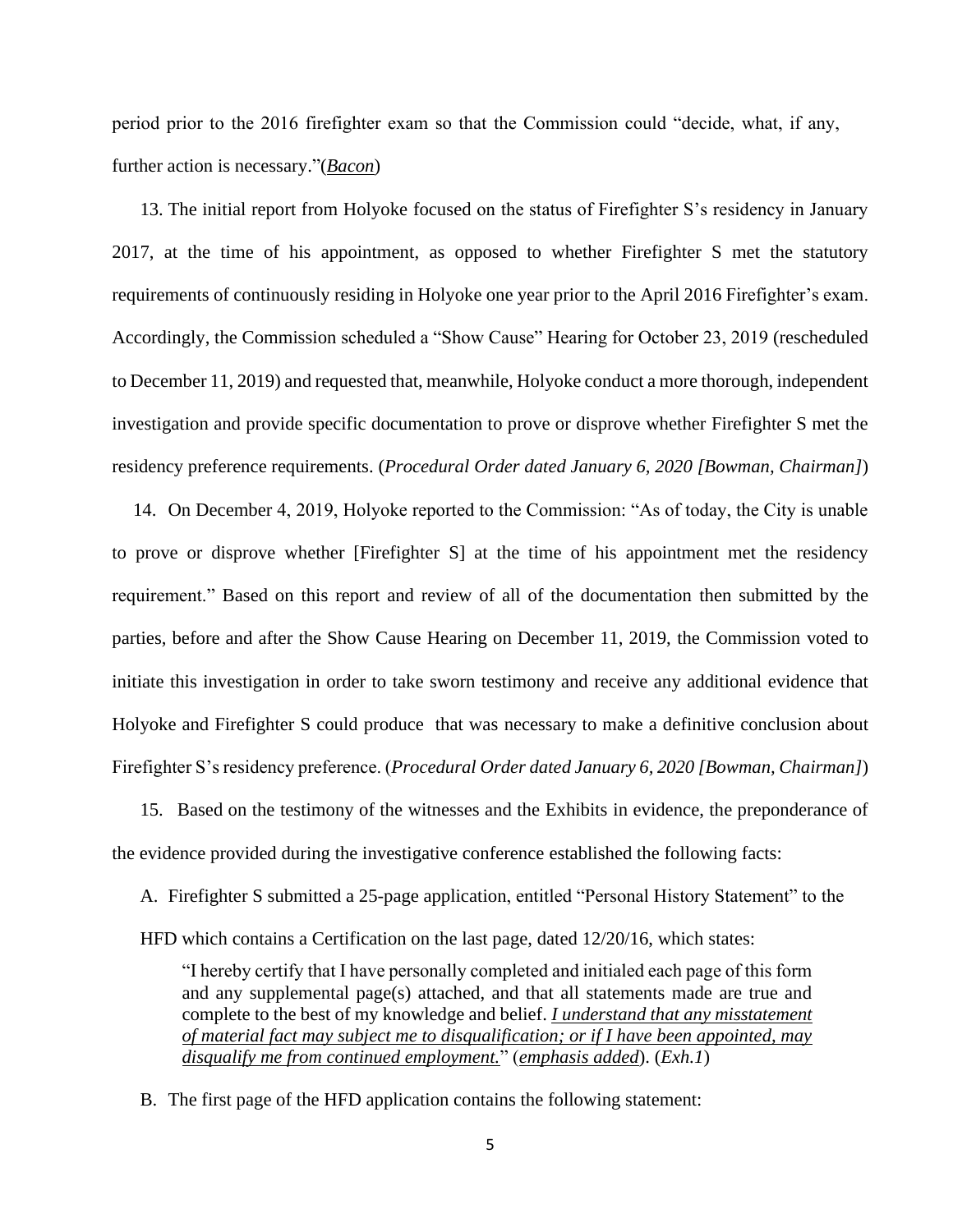period prior to the 2016 firefighter exam so that the Commission could "decide, what, if any, further action is necessary."(*Bacon*)

13. The initial report from Holyoke focused on the status of Firefighter S's residency in January 2017, at the time of his appointment, as opposed to whether Firefighter S met the statutory requirements of continuously residing in Holyoke one year prior to the April 2016 Firefighter's exam. Accordingly, the Commission scheduled a "Show Cause" Hearing for October 23, 2019 (rescheduled to December 11, 2019) and requested that, meanwhile, Holyoke conduct a more thorough, independent investigation and provide specific documentation to prove or disprove whether Firefighter S met the residency preference requirements. (*Procedural Order dated January 6, 2020 [Bowman, Chairman]*)

14. On December 4, 2019, Holyoke reported to the Commission: "As of today, the City is unable to prove or disprove whether [Firefighter S] at the time of his appointment met the residency requirement." Based on this report and review of all of the documentation then submitted by the parties, before and after the Show Cause Hearing on December 11, 2019, the Commission voted to initiate this investigation in order to take sworn testimony and receive any additional evidence that Holyoke and Firefighter S could produce that was necessary to make a definitive conclusion about Firefighter S's residency preference. (*Procedural Order dated January 6, 2020 [Bowman, Chairman]*)

15. Based on the testimony of the witnesses and the Exhibits in evidence, the preponderance of the evidence provided during the investigative conference established the following facts:

A. Firefighter S submitted a 25-page application, entitled "Personal History Statement" to the HFD which contains a Certification on the last page, dated 12/20/16, which states:

> "I hereby certify that I have personally completed and initialed each page of this form and any supplemental page(s) attached, and that all statements made are true and complete to the best of my knowledge and belief. ***I understand that any misstatement of material fact may subject me to disqualification; or if I have been appointed, may disqualify me from continued employment.***" (***emphasis added***). (*Exh.1*)

B. The first page of the HFD application contains the following statement: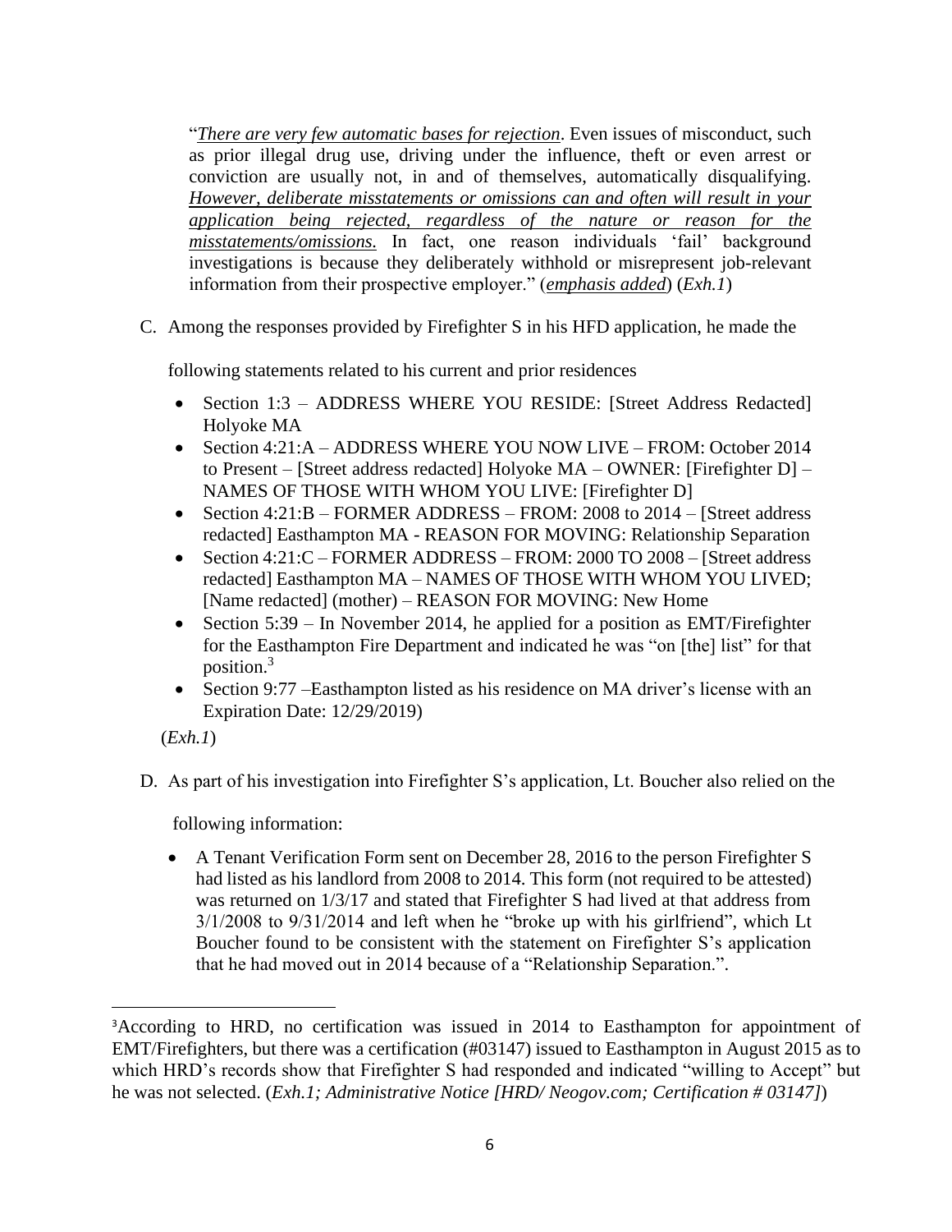> "*There are very few automatic bases for rejection*. Even issues of misconduct, such as prior illegal drug use, driving under the influence, theft or even arrest or conviction are usually not, in and of themselves, automatically disqualifying. ***However, deliberate misstatements or omissions can and often will result in your application being rejected, regardless of the nature or reason for the misstatements/omissions.*** In fact, one reason individuals 'fail' background investigations is because they deliberately withhold or misrepresent job-relevant information from their prospective employer." (*emphasis added*) (*Exh.1*)

C. Among the responses provided by Firefighter S in his HFD application, he made the following statements related to his current and prior residences

- Section 1:3 – ADDRESS WHERE YOU RESIDE: [Street Address Redacted] Holyoke MA
- Section 4:21:A – ADDRESS WHERE YOU NOW LIVE – FROM: October 2014 to Present – [Street address redacted] Holyoke MA – OWNER: [Firefighter D] – NAMES OF THOSE WITH WHOM YOU LIVE: [Firefighter D]
- Section 4:21:B – FORMER ADDRESS – FROM: 2008 to 2014 – [Street address redacted] Easthampton MA - REASON FOR MOVING: Relationship Separation
- Section 4:21:C – FORMER ADDRESS – FROM: 2000 TO 2008 – [Street address redacted] Easthampton MA – NAMES OF THOSE WITH WHOM YOU LIVED; [Name redacted] (mother) – REASON FOR MOVING: New Home
- Section 5:39 – In November 2014, he applied for a position as EMT/Firefighter for the Easthampton Fire Department and indicated he was "on [the] list" for that position.[3]
- Section 9:77 –Easthampton listed as his residence on MA driver's license with an Expiration Date: 12/29/2019)

(*Exh.1*)

D. As part of his investigation into Firefighter S's application, Lt. Boucher also relied on the following information:

- A Tenant Verification Form sent on December 28, 2016 to the person Firefighter S had listed as his landlord from 2008 to 2014. This form (not required to be attested) was returned on 1/3/17 and stated that Firefighter S had lived at that address from 3/1/2008 to 9/31/2014 and left when he "broke up with his girlfriend", which Lt Boucher found to be consistent with the statement on Firefighter S's application that he had moved out in 2014 because of a "Relationship Separation.".

---

[3]According to HRD, no certification was issued in 2014 to Easthampton for appointment of EMT/Firefighters, but there was a certification (#03147) issued to Easthampton in August 2015 as to which HRD's records show that Firefighter S had responded and indicated "willing to Accept" but he was not selected. (*Exh.1; Administrative Notice [HRD/ Neogov.com; Certification # 03147]*)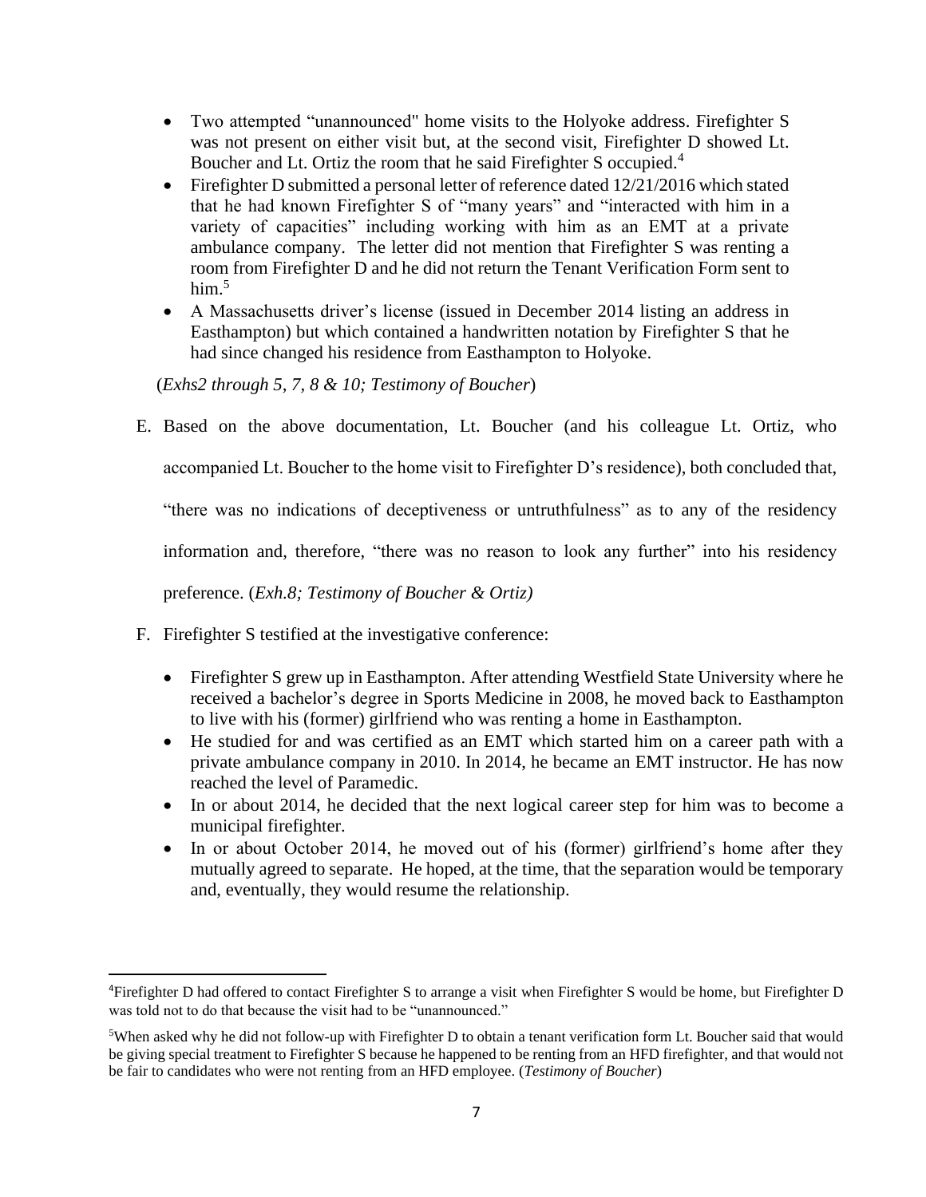- Two attempted "unannounced" home visits to the Holyoke address. Firefighter S was not present on either visit but, at the second visit, Firefighter D showed Lt. Boucher and Lt. Ortiz the room that he said Firefighter S occupied.[4]
- Firefighter D submitted a personal letter of reference dated 12/21/2016 which stated that he had known Firefighter S of "many years" and "interacted with him in a variety of capacities" including working with him as an EMT at a private ambulance company. The letter did not mention that Firefighter S was renting a room from Firefighter D and he did not return the Tenant Verification Form sent to him.[5]
- A Massachusetts driver's license (issued in December 2014 listing an address in Easthampton) but which contained a handwritten notation by Firefighter S that he had since changed his residence from Easthampton to Holyoke.

(*Exhs2 through 5, 7, 8 & 10; Testimony of Boucher*)

E. Based on the above documentation, Lt. Boucher (and his colleague Lt. Ortiz, who accompanied Lt. Boucher to the home visit to Firefighter D's residence), both concluded that, "there was no indications of deceptiveness or untruthfulness" as to any of the residency information and, therefore, "there was no reason to look any further" into his residency preference. (*Exh.8; Testimony of Boucher & Ortiz)*

F. Firefighter S testified at the investigative conference:

- Firefighter S grew up in Easthampton. After attending Westfield State University where he received a bachelor's degree in Sports Medicine in 2008, he moved back to Easthampton to live with his (former) girlfriend who was renting a home in Easthampton.
- He studied for and was certified as an EMT which started him on a career path with a private ambulance company in 2010. In 2014, he became an EMT instructor. He has now reached the level of Paramedic.
- In or about 2014, he decided that the next logical career step for him was to become a municipal firefighter.
- In or about October 2014, he moved out of his (former) girlfriend's home after they mutually agreed to separate. He hoped, at the time, that the separation would be temporary and, eventually, they would resume the relationship.

[4] Firefighter D had offered to contact Firefighter S to arrange a visit when Firefighter S would be home, but Firefighter D was told not to do that because the visit had to be "unannounced."

[5] When asked why he did not follow-up with Firefighter D to obtain a tenant verification form Lt. Boucher said that would be giving special treatment to Firefighter S because he happened to be renting from an HFD firefighter, and that would not be fair to candidates who were not renting from an HFD employee. (*Testimony of Boucher*)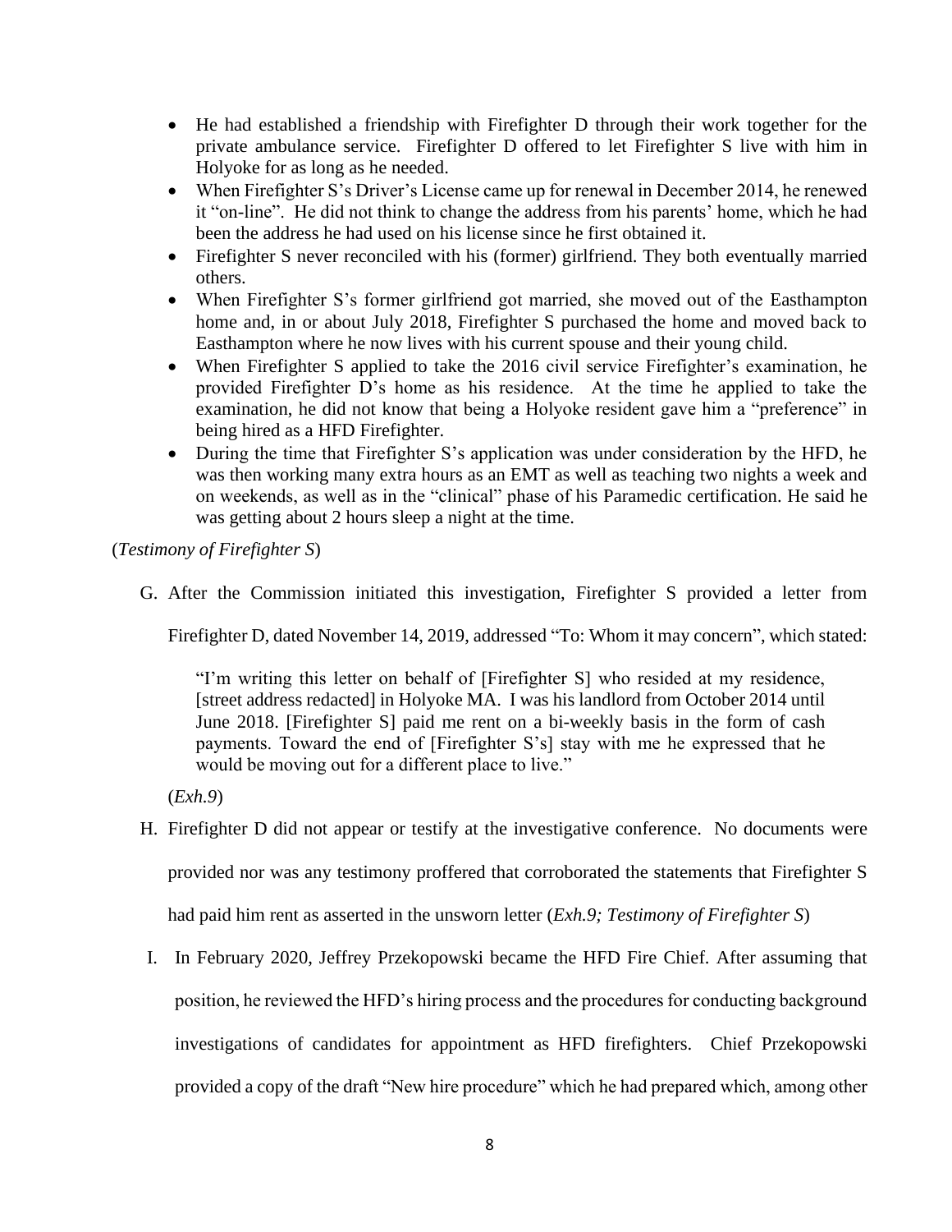- He had established a friendship with Firefighter D through their work together for the private ambulance service. Firefighter D offered to let Firefighter S live with him in Holyoke for as long as he needed.
- When Firefighter S's Driver's License came up for renewal in December 2014, he renewed it "on-line". He did not think to change the address from his parents' home, which he had been the address he had used on his license since he first obtained it.
- Firefighter S never reconciled with his (former) girlfriend. They both eventually married others.
- When Firefighter S's former girlfriend got married, she moved out of the Easthampton home and, in or about July 2018, Firefighter S purchased the home and moved back to Easthampton where he now lives with his current spouse and their young child.
- When Firefighter S applied to take the 2016 civil service Firefighter's examination, he provided Firefighter D's home as his residence. At the time he applied to take the examination, he did not know that being a Holyoke resident gave him a "preference" in being hired as a HFD Firefighter.
- During the time that Firefighter S's application was under consideration by the HFD, he was then working many extra hours as an EMT as well as teaching two nights a week and on weekends, as well as in the "clinical" phase of his Paramedic certification. He said he was getting about 2 hours sleep a night at the time.

(*Testimony of Firefighter S*)

G. After the Commission initiated this investigation, Firefighter S provided a letter from Firefighter D, dated November 14, 2019, addressed "To: Whom it may concern", which stated:

> "I'm writing this letter on behalf of [Firefighter S] who resided at my residence, [street address redacted] in Holyoke MA. I was his landlord from October 2014 until June 2018. [Firefighter S] paid me rent on a bi-weekly basis in the form of cash payments. Toward the end of [Firefighter S's] stay with me he expressed that he would be moving out for a different place to live."

(*Exh.9*)

H. Firefighter D did not appear or testify at the investigative conference. No documents were provided nor was any testimony proffered that corroborated the statements that Firefighter S had paid him rent as asserted in the unsworn letter (*Exh.9; Testimony of Firefighter S*)

I. In February 2020, Jeffrey Przekopowski became the HFD Fire Chief. After assuming that position, he reviewed the HFD's hiring process and the procedures for conducting background investigations of candidates for appointment as HFD firefighters. Chief Przekopowski provided a copy of the draft "New hire procedure" which he had prepared which, among other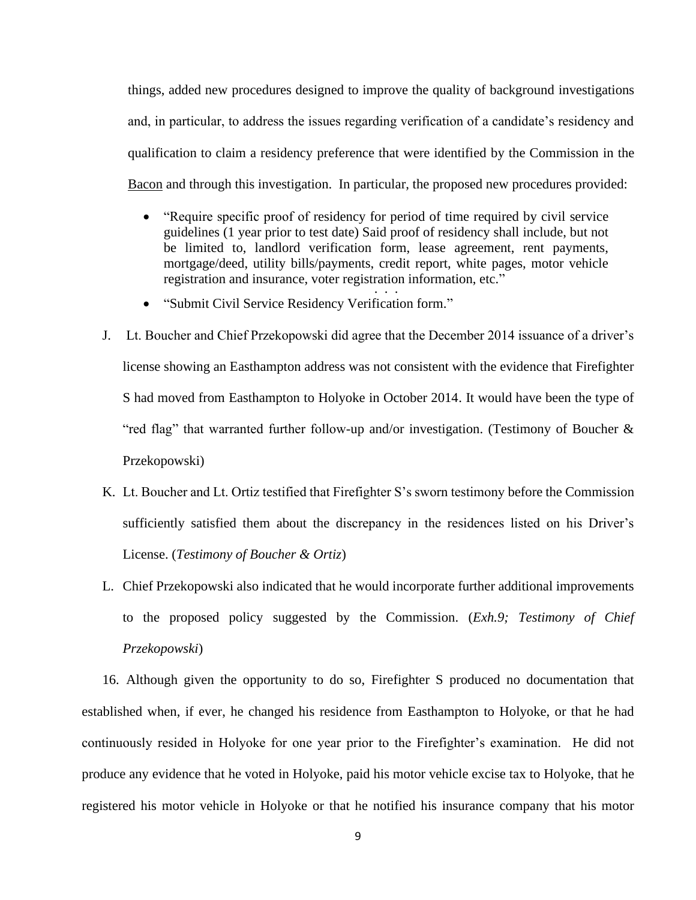things, added new procedures designed to improve the quality of background investigations and, in particular, to address the issues regarding verification of a candidate's residency and qualification to claim a residency preference that were identified by the Commission in the Bacon and through this investigation. In particular, the proposed new procedures provided:

- "Require specific proof of residency for period of time required by civil service guidelines (1 year prior to test date) Said proof of residency shall include, but not be limited to, landlord verification form, lease agreement, rent payments, mortgage/deed, utility bills/payments, credit report, white pages, motor vehicle registration and insurance, voter registration information, etc."

  . . .

- "Submit Civil Service Residency Verification form."

J. Lt. Boucher and Chief Przekopowski did agree that the December 2014 issuance of a driver's license showing an Easthampton address was not consistent with the evidence that Firefighter S had moved from Easthampton to Holyoke in October 2014. It would have been the type of "red flag" that warranted further follow-up and/or investigation. (Testimony of Boucher & Przekopowski)

K. Lt. Boucher and Lt. Ortiz testified that Firefighter S's sworn testimony before the Commission sufficiently satisfied them about the discrepancy in the residences listed on his Driver's License. (*Testimony of Boucher & Ortiz*)

L. Chief Przekopowski also indicated that he would incorporate further additional improvements to the proposed policy suggested by the Commission. (*Exh.9; Testimony of Chief Przekopowski*)

16. Although given the opportunity to do so, Firefighter S produced no documentation that established when, if ever, he changed his residence from Easthampton to Holyoke, or that he had continuously resided in Holyoke for one year prior to the Firefighter's examination. He did not produce any evidence that he voted in Holyoke, paid his motor vehicle excise tax to Holyoke, that he registered his motor vehicle in Holyoke or that he notified his insurance company that his motor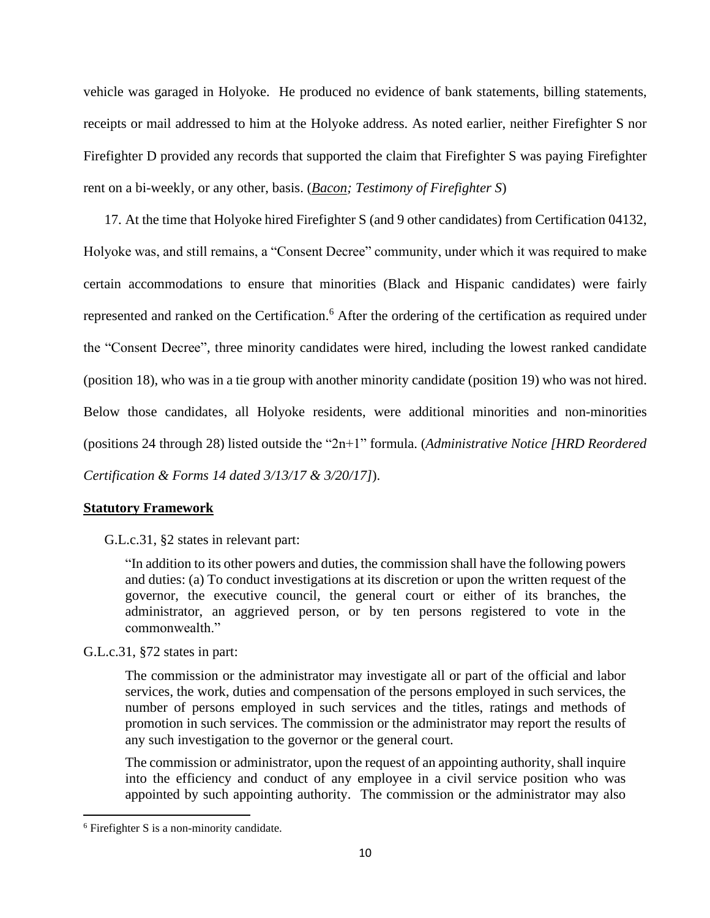vehicle was garaged in Holyoke. He produced no evidence of bank statements, billing statements, receipts or mail addressed to him at the Holyoke address. As noted earlier, neither Firefighter S nor Firefighter D provided any records that supported the claim that Firefighter S was paying Firefighter rent on a bi-weekly, or any other, basis. (*Bacon; Testimony of Firefighter S*)

17. At the time that Holyoke hired Firefighter S (and 9 other candidates) from Certification 04132, Holyoke was, and still remains, a "Consent Decree" community, under which it was required to make certain accommodations to ensure that minorities (Black and Hispanic candidates) were fairly represented and ranked on the Certification.[6] After the ordering of the certification as required under the "Consent Decree", three minority candidates were hired, including the lowest ranked candidate (position 18), who was in a tie group with another minority candidate (position 19) who was not hired. Below those candidates, all Holyoke residents, were additional minorities and non-minorities (positions 24 through 28) listed outside the "2n+1" formula. (*Administrative Notice [HRD Reordered Certification & Forms 14 dated 3/13/17 & 3/20/17]*).

**Statutory Framework**

G.L.c.31, §2 states in relevant part:

> "In addition to its other powers and duties, the commission shall have the following powers and duties: (a) To conduct investigations at its discretion or upon the written request of the governor, the executive council, the general court or either of its branches, the administrator, an aggrieved person, or by ten persons registered to vote in the commonwealth."

G.L.c.31, §72 states in part:

> The commission or the administrator may investigate all or part of the official and labor services, the work, duties and compensation of the persons employed in such services, the number of persons employed in such services and the titles, ratings and methods of promotion in such services. The commission or the administrator may report the results of any such investigation to the governor or the general court.
>
> The commission or administrator, upon the request of an appointing authority, shall inquire into the efficiency and conduct of any employee in a civil service position who was appointed by such appointing authority. The commission or the administrator may also

[6] Firefighter S is a non-minority candidate.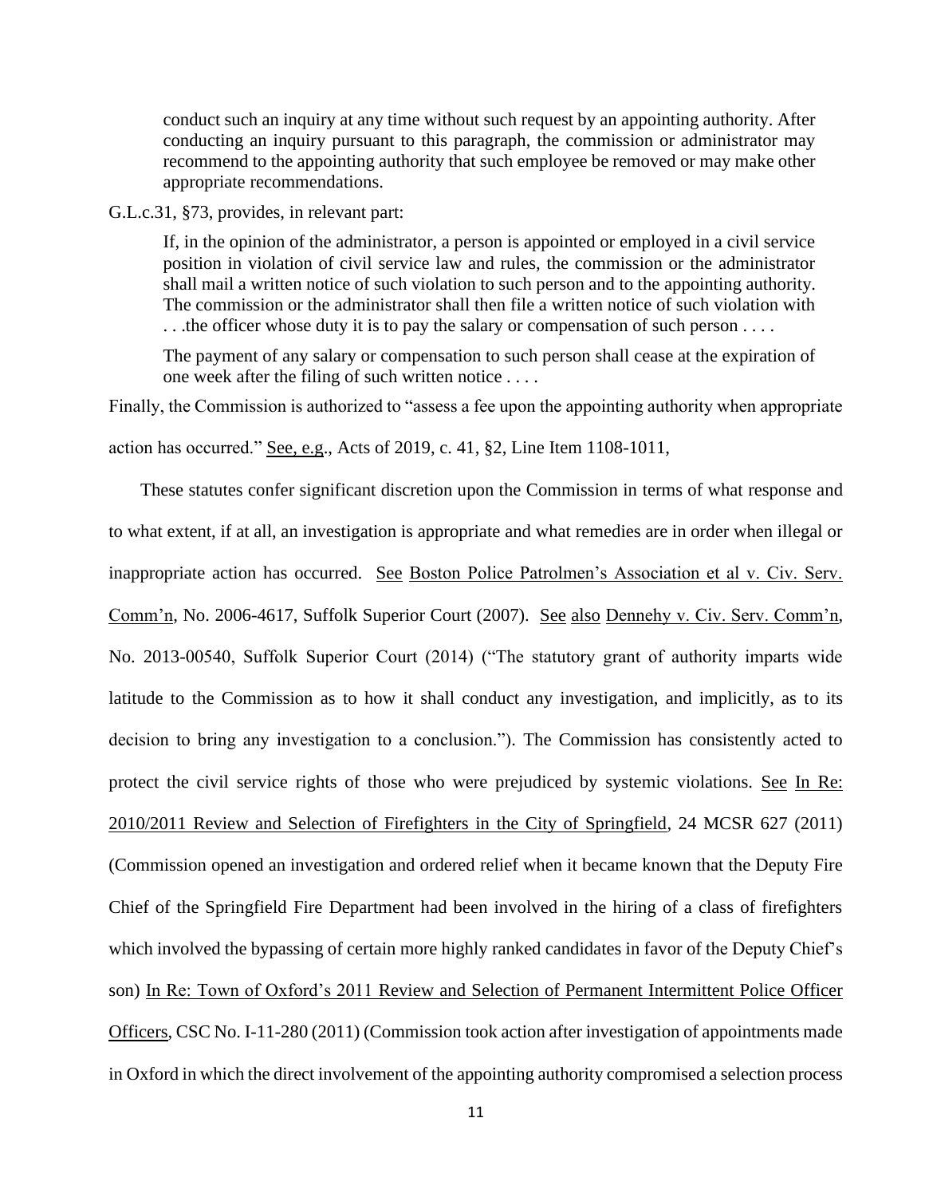> conduct such an inquiry at any time without such request by an appointing authority. After conducting an inquiry pursuant to this paragraph, the commission or administrator may recommend to the appointing authority that such employee be removed or may make other appropriate recommendations.

G.L.c.31, §73, provides, in relevant part:

> If, in the opinion of the administrator, a person is appointed or employed in a civil service position in violation of civil service law and rules, the commission or the administrator shall mail a written notice of such violation to such person and to the appointing authority. The commission or the administrator shall then file a written notice of such violation with . . .the officer whose duty it is to pay the salary or compensation of such person . . . .
>
> The payment of any salary or compensation to such person shall cease at the expiration of one week after the filing of such written notice . . . .

Finally, the Commission is authorized to "assess a fee upon the appointing authority when appropriate action has occurred." See, e.g., Acts of 2019, c. 41, §2, Line Item 1108-1011,

These statutes confer significant discretion upon the Commission in terms of what response and to what extent, if at all, an investigation is appropriate and what remedies are in order when illegal or inappropriate action has occurred. See Boston Police Patrolmen's Association et al v. Civ. Serv. Comm'n, No. 2006-4617, Suffolk Superior Court (2007). See also Dennehy v. Civ. Serv. Comm'n, No. 2013-00540, Suffolk Superior Court (2014) ("The statutory grant of authority imparts wide latitude to the Commission as to how it shall conduct any investigation, and implicitly, as to its decision to bring any investigation to a conclusion."). The Commission has consistently acted to protect the civil service rights of those who were prejudiced by systemic violations. See In Re: 2010/2011 Review and Selection of Firefighters in the City of Springfield, 24 MCSR 627 (2011) (Commission opened an investigation and ordered relief when it became known that the Deputy Fire Chief of the Springfield Fire Department had been involved in the hiring of a class of firefighters which involved the bypassing of certain more highly ranked candidates in favor of the Deputy Chief's son) In Re: Town of Oxford's 2011 Review and Selection of Permanent Intermittent Police Officer Officers, CSC No. I-11-280 (2011) (Commission took action after investigation of appointments made in Oxford in which the direct involvement of the appointing authority compromised a selection process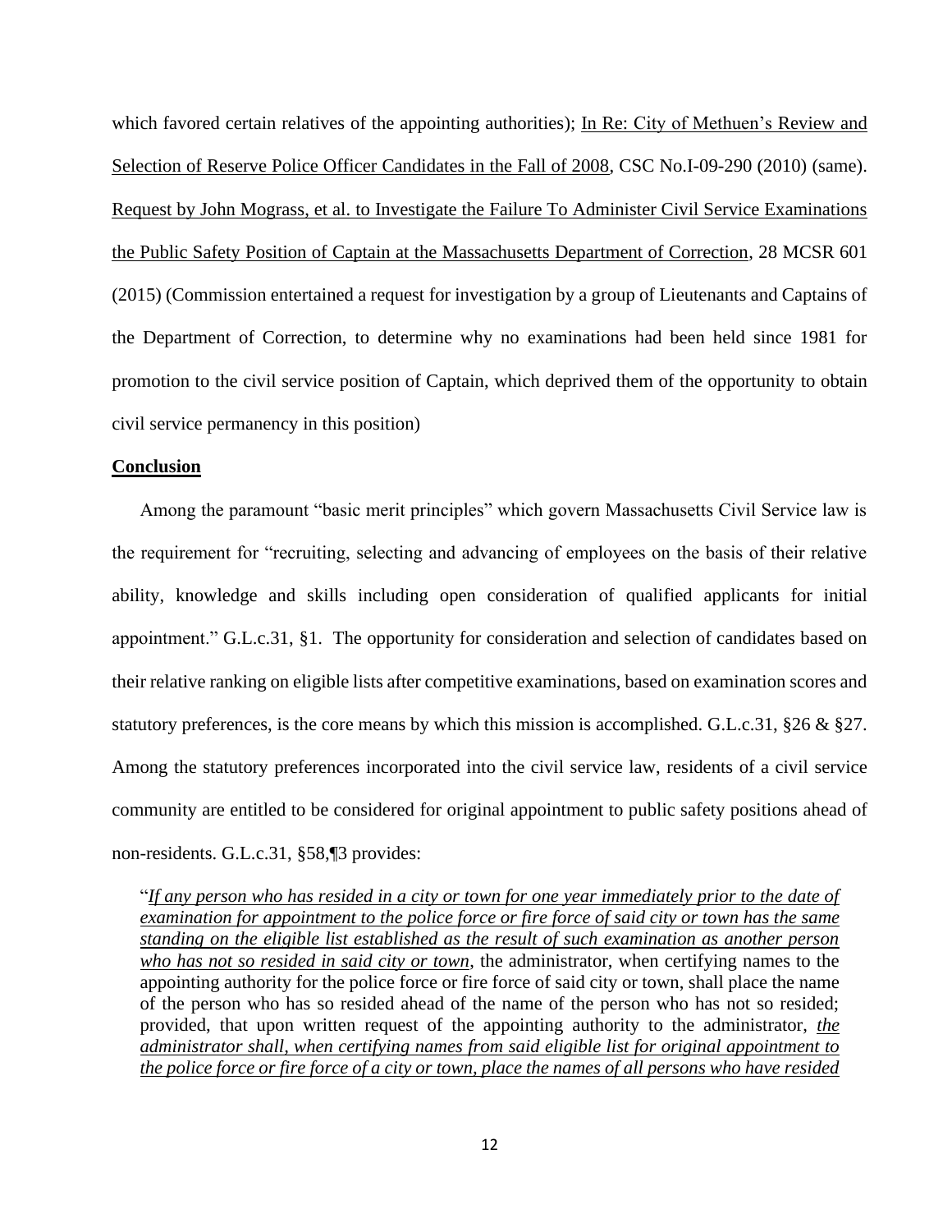which favored certain relatives of the appointing authorities); In Re: City of Methuen's Review and Selection of Reserve Police Officer Candidates in the Fall of 2008, CSC No.I-09-290 (2010) (same). Request by John Mograss, et al. to Investigate the Failure To Administer Civil Service Examinations the Public Safety Position of Captain at the Massachusetts Department of Correction, 28 MCSR 601 (2015) (Commission entertained a request for investigation by a group of Lieutenants and Captains of the Department of Correction, to determine why no examinations had been held since 1981 for promotion to the civil service position of Captain, which deprived them of the opportunity to obtain civil service permanency in this position)

**Conclusion**

Among the paramount "basic merit principles" which govern Massachusetts Civil Service law is the requirement for "recruiting, selecting and advancing of employees on the basis of their relative ability, knowledge and skills including open consideration of qualified applicants for initial appointment." G.L.c.31, §1. The opportunity for consideration and selection of candidates based on their relative ranking on eligible lists after competitive examinations, based on examination scores and statutory preferences, is the core means by which this mission is accomplished. G.L.c.31, §26 & §27. Among the statutory preferences incorporated into the civil service law, residents of a civil service community are entitled to be considered for original appointment to public safety positions ahead of non-residents. G.L.c.31, §58,¶3 provides:

> "*If any person who has resided in a city or town for one year immediately prior to the date of examination for appointment to the police force or fire force of said city or town has the same standing on the eligible list established as the result of such examination as another person who has not so resided in said city or town*, the administrator, when certifying names to the appointing authority for the police force or fire force of said city or town, shall place the name of the person who has so resided ahead of the name of the person who has not so resided; provided, that upon written request of the appointing authority to the administrator, *the administrator shall, when certifying names from said eligible list for original appointment to the police force or fire force of a city or town, place the names of all persons who have resided*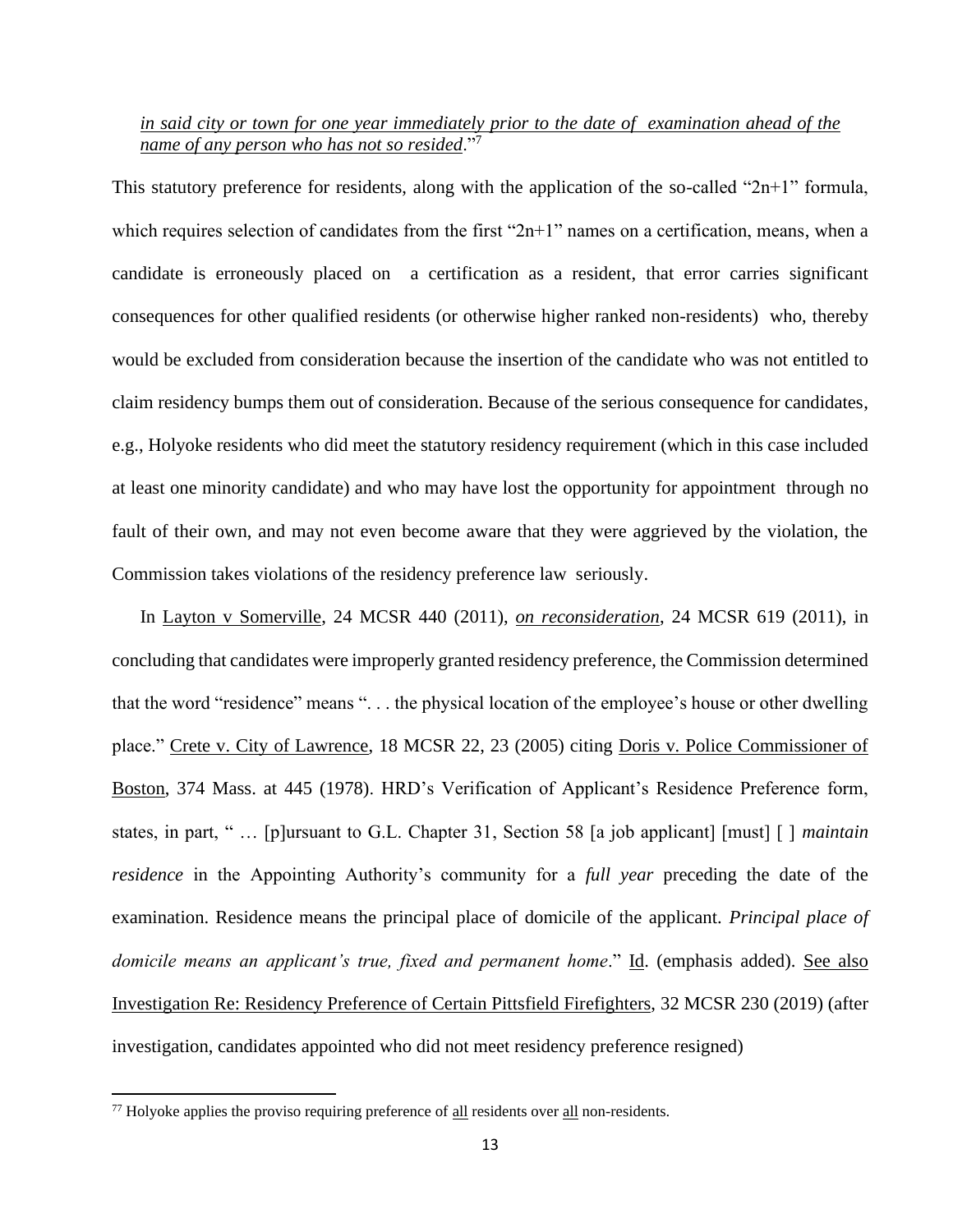*in said city or town for one year immediately prior to the date of examination ahead of the name of any person who has not so resided*."[7]

This statutory preference for residents, along with the application of the so-called "2n+1" formula, which requires selection of candidates from the first "2n+1" names on a certification, means, when a candidate is erroneously placed on a certification as a resident, that error carries significant consequences for other qualified residents (or otherwise higher ranked non-residents) who, thereby would be excluded from consideration because the insertion of the candidate who was not entitled to claim residency bumps them out of consideration. Because of the serious consequence for candidates, e.g., Holyoke residents who did meet the statutory residency requirement (which in this case included at least one minority candidate) and who may have lost the opportunity for appointment through no fault of their own, and may not even become aware that they were aggrieved by the violation, the Commission takes violations of the residency preference law seriously.

In Layton v Somerville, 24 MCSR 440 (2011), *on reconsideration*, 24 MCSR 619 (2011), in concluding that candidates were improperly granted residency preference, the Commission determined that the word "residence" means ". . . the physical location of the employee's house or other dwelling place." Crete v. City of Lawrence, 18 MCSR 22, 23 (2005) citing Doris v. Police Commissioner of Boston, 374 Mass. at 445 (1978). HRD's Verification of Applicant's Residence Preference form, states, in part, " … [p]ursuant to G.L. Chapter 31, Section 58 [a job applicant] [must] [ ] *maintain residence* in the Appointing Authority's community for a *full year* preceding the date of the examination. Residence means the principal place of domicile of the applicant. *Principal place of domicile means an applicant's true, fixed and permanent home*." Id. (emphasis added). See also Investigation Re: Residency Preference of Certain Pittsfield Firefighters, 32 MCSR 230 (2019) (after investigation, candidates appointed who did not meet residency preference resigned)

---

[7] Holyoke applies the proviso requiring preference of all residents over all non-residents.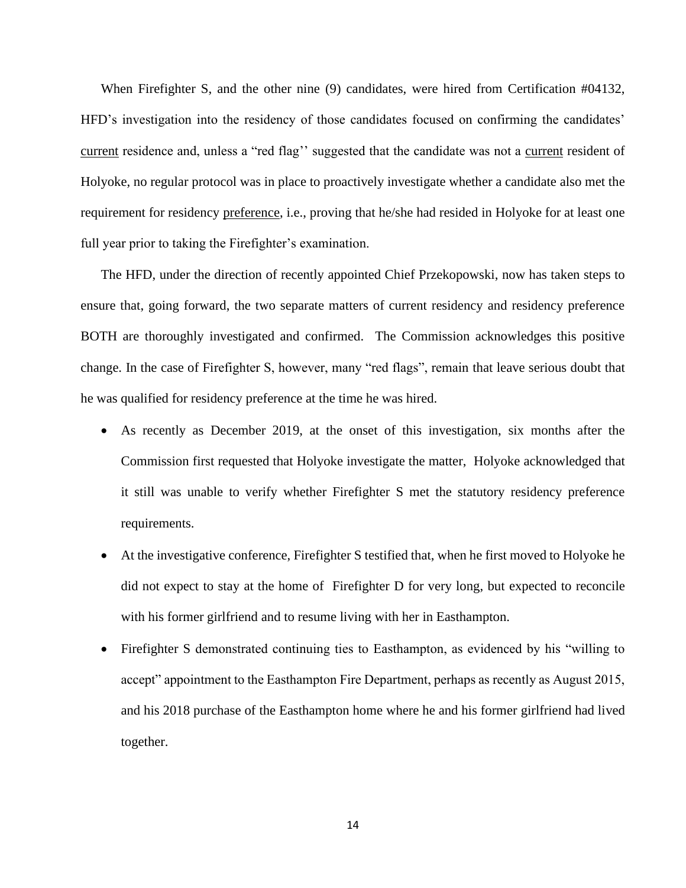When Firefighter S, and the other nine (9) candidates, were hired from Certification #04132, HFD's investigation into the residency of those candidates focused on confirming the candidates' <u>current</u> residence and, unless a "red flag'' suggested that the candidate was not a <u>current</u> resident of Holyoke, no regular protocol was in place to proactively investigate whether a candidate also met the requirement for residency <u>preference</u>, i.e., proving that he/she had resided in Holyoke for at least one full year prior to taking the Firefighter's examination.

The HFD, under the direction of recently appointed Chief Przekopowski, now has taken steps to ensure that, going forward, the two separate matters of current residency and residency preference BOTH are thoroughly investigated and confirmed. The Commission acknowledges this positive change. In the case of Firefighter S, however, many "red flags", remain that leave serious doubt that he was qualified for residency preference at the time he was hired.

- As recently as December 2019, at the onset of this investigation, six months after the Commission first requested that Holyoke investigate the matter, Holyoke acknowledged that it still was unable to verify whether Firefighter S met the statutory residency preference requirements.
- At the investigative conference, Firefighter S testified that, when he first moved to Holyoke he did not expect to stay at the home of Firefighter D for very long, but expected to reconcile with his former girlfriend and to resume living with her in Easthampton.
- Firefighter S demonstrated continuing ties to Easthampton, as evidenced by his "willing to accept" appointment to the Easthampton Fire Department, perhaps as recently as August 2015, and his 2018 purchase of the Easthampton home where he and his former girlfriend had lived together.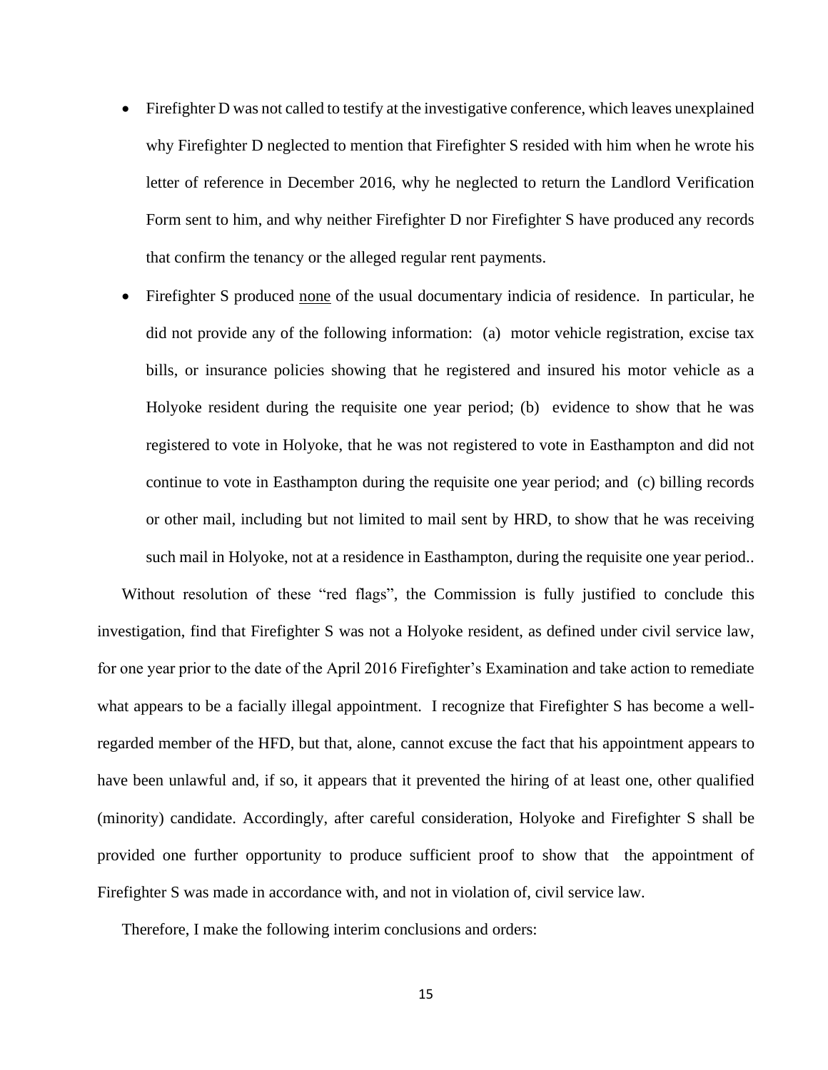- Firefighter D was not called to testify at the investigative conference, which leaves unexplained why Firefighter D neglected to mention that Firefighter S resided with him when he wrote his letter of reference in December 2016, why he neglected to return the Landlord Verification Form sent to him, and why neither Firefighter D nor Firefighter S have produced any records that confirm the tenancy or the alleged regular rent payments.
- Firefighter S produced <u>none</u> of the usual documentary indicia of residence. In particular, he did not provide any of the following information: (a) motor vehicle registration, excise tax bills, or insurance policies showing that he registered and insured his motor vehicle as a Holyoke resident during the requisite one year period; (b) evidence to show that he was registered to vote in Holyoke, that he was not registered to vote in Easthampton and did not continue to vote in Easthampton during the requisite one year period; and (c) billing records or other mail, including but not limited to mail sent by HRD, to show that he was receiving such mail in Holyoke, not at a residence in Easthampton, during the requisite one year period..

Without resolution of these "red flags", the Commission is fully justified to conclude this investigation, find that Firefighter S was not a Holyoke resident, as defined under civil service law, for one year prior to the date of the April 2016 Firefighter's Examination and take action to remediate what appears to be a facially illegal appointment. I recognize that Firefighter S has become a well-regarded member of the HFD, but that, alone, cannot excuse the fact that his appointment appears to have been unlawful and, if so, it appears that it prevented the hiring of at least one, other qualified (minority) candidate. Accordingly, after careful consideration, Holyoke and Firefighter S shall be provided one further opportunity to produce sufficient proof to show that the appointment of Firefighter S was made in accordance with, and not in violation of, civil service law.

Therefore, I make the following interim conclusions and orders: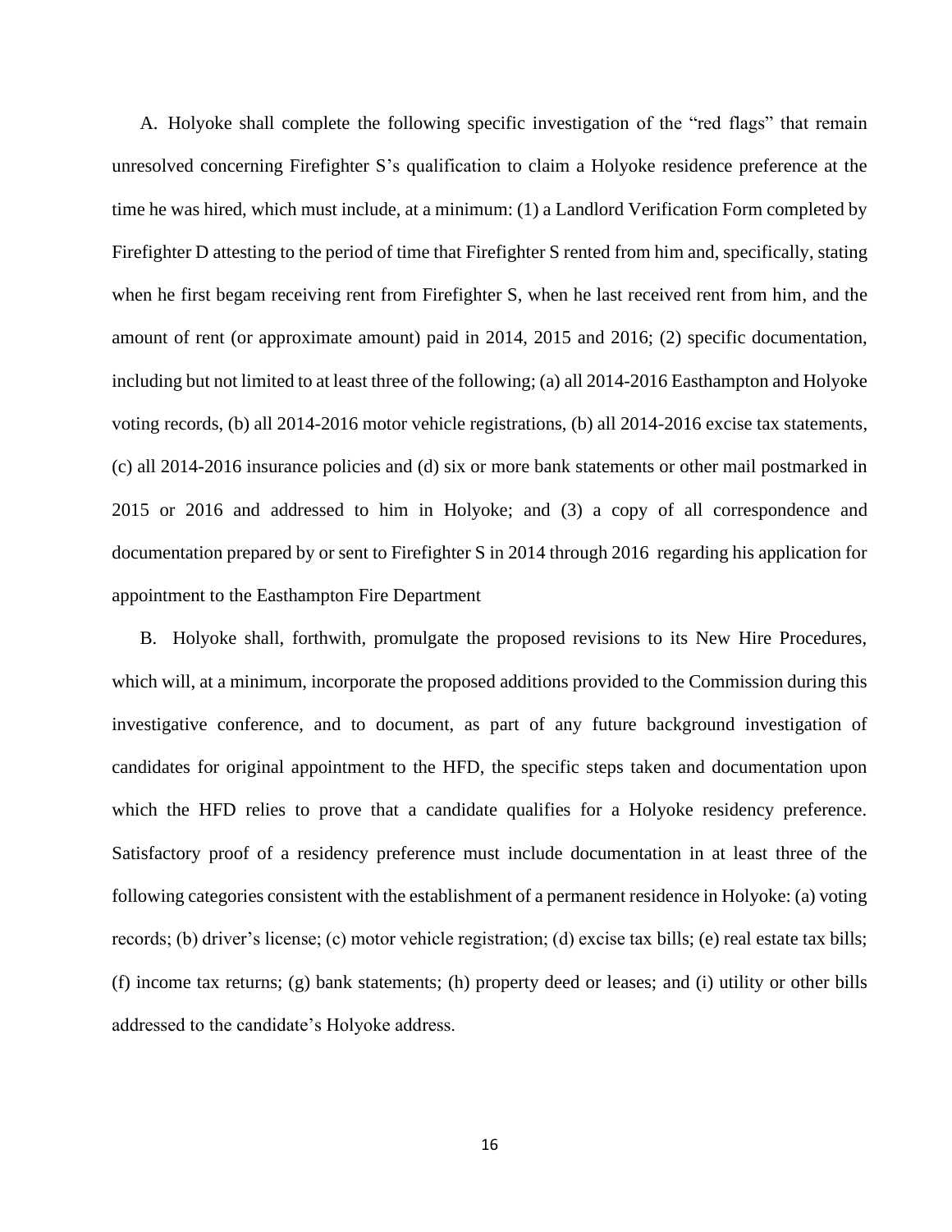A. Holyoke shall complete the following specific investigation of the "red flags" that remain unresolved concerning Firefighter S's qualification to claim a Holyoke residence preference at the time he was hired, which must include, at a minimum: (1) a Landlord Verification Form completed by Firefighter D attesting to the period of time that Firefighter S rented from him and, specifically, stating when he first begam receiving rent from Firefighter S, when he last received rent from him, and the amount of rent (or approximate amount) paid in 2014, 2015 and 2016; (2) specific documentation, including but not limited to at least three of the following; (a) all 2014-2016 Easthampton and Holyoke voting records, (b) all 2014-2016 motor vehicle registrations, (b) all 2014-2016 excise tax statements, (c) all 2014-2016 insurance policies and (d) six or more bank statements or other mail postmarked in 2015 or 2016 and addressed to him in Holyoke; and (3) a copy of all correspondence and documentation prepared by or sent to Firefighter S in 2014 through 2016 regarding his application for appointment to the Easthampton Fire Department

B. Holyoke shall, forthwith, promulgate the proposed revisions to its New Hire Procedures, which will, at a minimum, incorporate the proposed additions provided to the Commission during this investigative conference, and to document, as part of any future background investigation of candidates for original appointment to the HFD, the specific steps taken and documentation upon which the HFD relies to prove that a candidate qualifies for a Holyoke residency preference. Satisfactory proof of a residency preference must include documentation in at least three of the following categories consistent with the establishment of a permanent residence in Holyoke: (a) voting records; (b) driver's license; (c) motor vehicle registration; (d) excise tax bills; (e) real estate tax bills; (f) income tax returns; (g) bank statements; (h) property deed or leases; and (i) utility or other bills addressed to the candidate's Holyoke address.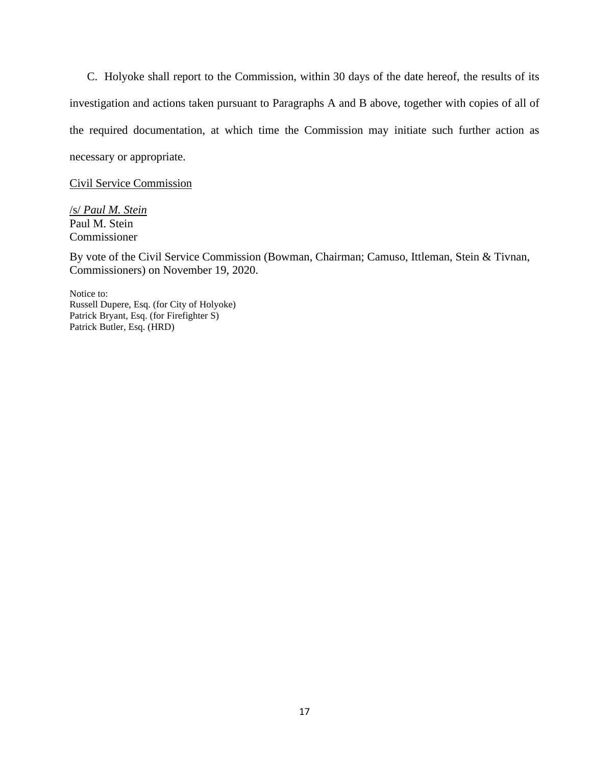C. Holyoke shall report to the Commission, within 30 days of the date hereof, the results of its investigation and actions taken pursuant to Paragraphs A and B above, together with copies of all of the required documentation, at which time the Commission may initiate such further action as necessary or appropriate.

Civil Service Commission

/s/ *Paul M. Stein*
Paul M. Stein
Commissioner

By vote of the Civil Service Commission (Bowman, Chairman; Camuso, Ittleman, Stein & Tivnan, Commissioners) on November 19, 2020.

Notice to:
Russell Dupere, Esq. (for City of Holyoke)
Patrick Bryant, Esq. (for Firefighter S)
Patrick Butler, Esq. (HRD)